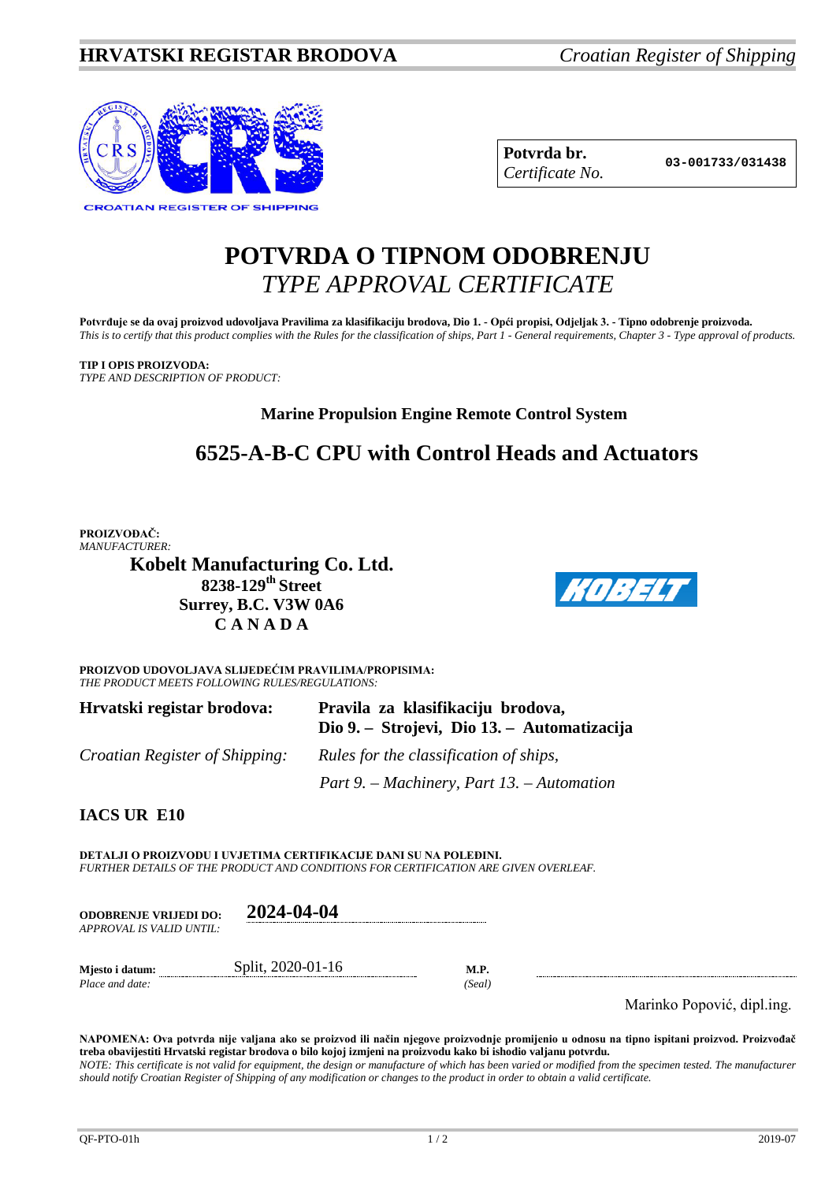**HRVATSKI REGISTAR BRODOVA** *Croatian Register of Shipping*

| **Potvrda br.** *Certificate No.* | **03-001733/031438** |
|---|---|

# POTVRDA O TIPNOM ODOBRENJU
## *TYPE APPROVAL CERTIFICATE*

**Potvrđuje se da ovaj proizvod udovoljava Pravilima za klasifikaciju brodova, Dio 1. - Opći propisi, Odjeljak 3. - Tipno odobrenje proizvoda.**
*This is to certify that this product complies with the Rules for the classification of ships, Part 1 - General requirements, Chapter 3 - Type approval of products.*

**TIP I OPIS PROIZVODA:**
*TYPE AND DESCRIPTION OF PRODUCT:*

**Marine Propulsion Engine Remote Control System**

## 6525-A-B-C CPU with Control Heads and Actuators

**PROIZVOĐAČ:**
*MANUFACTURER:*

**Kobelt Manufacturing Co. Ltd.**
**8238-129th Street**
**Surrey, B.C. V3W 0A6**
**C A N A D A**

**PROIZVOD UDOVOLJAVA SLIJEDEĆIM PRAVILIMA/PROPISIMA:**
*THE PRODUCT MEETS FOLLOWING RULES/REGULATIONS:*

| | |
|---|---|
| **Hrvatski registar brodova:** | **Pravila za klasifikaciju brodova, Dio 9. – Strojevi, Dio 13. – Automatizacija** |
| *Croatian Register of Shipping:* | *Rules for the classification of ships, Part 9. – Machinery, Part 13. – Automation* |

**IACS UR E10**

**DETALJI O PROIZVODU I UVJETIMA CERTIFIKACIJE DANI SU NA POLEĐINI.**
*FURTHER DETAILS OF THE PRODUCT AND CONDITIONS FOR CERTIFICATION ARE GIVEN OVERLEAF.*

**ODOBRENJE VRIJEDI DO:** **2024-04-04**
*APPROVAL IS VALID UNTIL:*

**Mjesto i datum:** Split, 2020-01-16 **M.P.**
*Place and date:* *(Seal)*

Marinko Popović, dipl.ing.

**NAPOMENA: Ova potvrda nije valjana ako se proizvod ili način njegove proizvodnje promijenio u odnosu na tipno ispitani proizvod. Proizvođač treba obavijestiti Hrvatski registar brodova o bilo kojoj izmjeni na proizvodu kako bi ishodio valjanu potvrdu.**
*NOTE: This certificate is not valid for equipment, the design or manufacture of which has been varied or modified from the specimen tested. The manufacturer should notify Croatian Register of Shipping of any modification or changes to the product in order to obtain a valid certificate.*

QF-PTO-01h 2019-07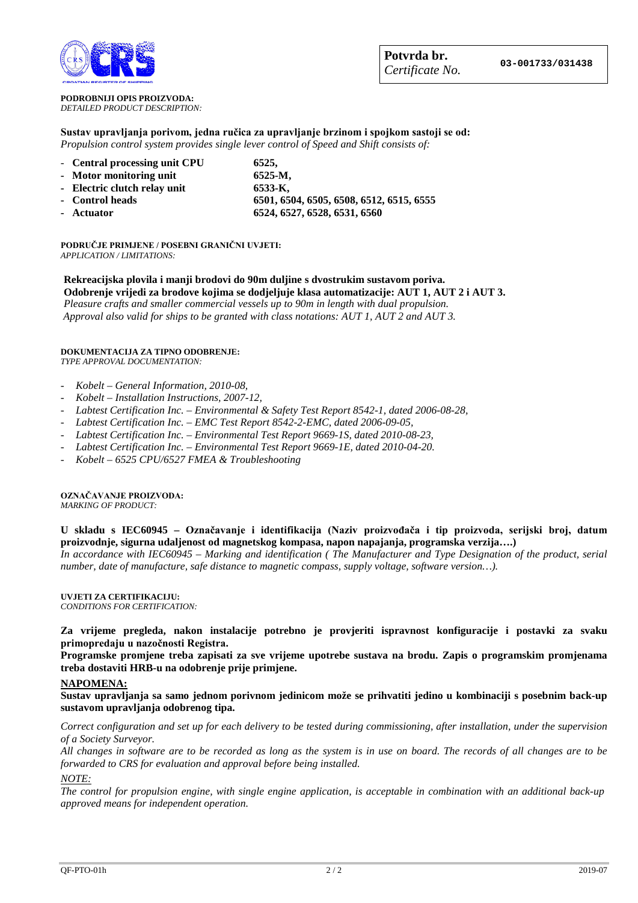| **Potvrda br.** *Certificate No.* | **03-001733/031438** |
|---|---|

**PODROBNIJI OPIS PROIZVODA:**
*DETAILED PRODUCT DESCRIPTION:*

**Sustav upravljanja porivom, jedna ručica za upravljanje brzinom i spojkom sastoji se od:**
*Propulsion control system provides single lever control of Speed and Shift consists of:*

| | |
|---|---|
| - **Central processing unit CPU** | **6525,** |
| - **Motor monitoring unit** | **6525-M,** |
| - **Electric clutch relay unit** | **6533-K,** |
| - **Control heads** | **6501, 6504, 6505, 6508, 6512, 6515, 6555** |
| - **Actuator** | **6524, 6527, 6528, 6531, 6560** |

**PODRUČJE PRIMJENE / POSEBNI GRANIČNI UVJETI:**
*APPLICATION / LIMITATIONS:*

**Rekreacijska plovila i manji brodovi do 90m duljine s dvostrukim sustavom poriva.**
**Odobrenje vrijedi za brodove kojima se dodjeljuje klasa automatizacije: AUT 1, AUT 2 i AUT 3.**
*Pleasure crafts and smaller commercial vessels up to 90m in length with dual propulsion.*
*Approval also valid for ships to be granted with class notations: AUT 1, AUT 2 and AUT 3.*

**DOKUMENTACIJA ZA TIPNO ODOBRENJE:**
*TYPE APPROVAL DOCUMENTATION:*

- *Kobelt – General Information, 2010-08,*
- *Kobelt – Installation Instructions, 2007-12,*
- *Labtest Certification Inc. – Environmental & Safety Test Report 8542-1, dated 2006-08-28,*
- *Labtest Certification Inc. – EMC Test Report 8542-2-EMC, dated 2006-09-05,*
- *Labtest Certification Inc. – Environmental Test Report 9669-1S, dated 2010-08-23,*
- *Labtest Certification Inc. – Environmental Test Report 9669-1E, dated 2010-04-20.*
- *Kobelt – 6525 CPU/6527 FMEA & Troubleshooting*

**OZNAČAVANJE PROIZVODA:**
*MARKING OF PRODUCT:*

**U skladu s IEC60945 – Označavanje i identifikacija (Naziv proizvođača i tip proizvoda, serijski broj, datum proizvodnje, sigurna udaljenost od magnetskog kompasa, napon napajanja, programska verzija….)**
*In accordance with IEC60945 – Marking and identification ( The Manufacturer and Type Designation of the product, serial number, date of manufacture, safe distance to magnetic compass, supply voltage, software version…).*

**UVJETI ZA CERTIFIKACIJU:**
*CONDITIONS FOR CERTIFICATION:*

**Za vrijeme pregleda, nakon instalacije potrebno je provjeriti ispravnost konfiguracije i postavki za svaku primopredaju u nazočnosti Registra.**
**Programske promjene treba zapisati za sve vrijeme upotrebe sustava na brodu. Zapis o programskim promjenama treba dostaviti HRB-u na odobrenje prije primjene.**

**NAPOMENA:**
**Sustav upravljanja sa samo jednom porivnom jedinicom može se prihvatiti jedino u kombinaciji s posebnim back-up sustavom upravljanja odobrenog tipa.**

*Correct configuration and set up for each delivery to be tested during commissioning, after installation, under the supervision of a Society Surveyor.*
*All changes in software are to be recorded as long as the system is in use on board. The records of all changes are to be forwarded to CRS for evaluation and approval before being installed.*

*NOTE:*
*The control for propulsion engine, with single engine application, is acceptable in combination with an additional back-up approved means for independent operation.*

QF-PTO-01h 2019-07